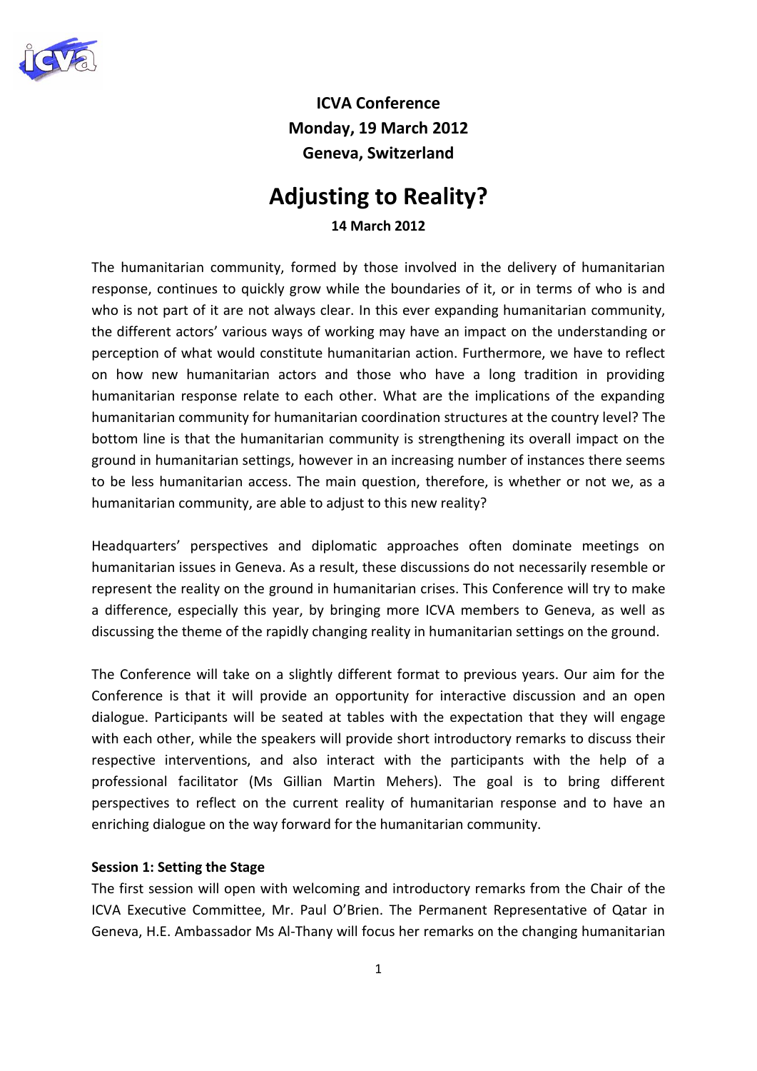**ICVA Conference**
**Monday, 19 March 2012**
**Geneva, Switzerland**

# Adjusting to Reality?

**14 March 2012**

The humanitarian community, formed by those involved in the delivery of humanitarian response, continues to quickly grow while the boundaries of it, or in terms of who is and who is not part of it are not always clear. In this ever expanding humanitarian community, the different actors' various ways of working may have an impact on the understanding or perception of what would constitute humanitarian action. Furthermore, we have to reflect on how new humanitarian actors and those who have a long tradition in providing humanitarian response relate to each other. What are the implications of the expanding humanitarian community for humanitarian coordination structures at the country level? The bottom line is that the humanitarian community is strengthening its overall impact on the ground in humanitarian settings, however in an increasing number of instances there seems to be less humanitarian access. The main question, therefore, is whether or not we, as a humanitarian community, are able to adjust to this new reality?

Headquarters' perspectives and diplomatic approaches often dominate meetings on humanitarian issues in Geneva. As a result, these discussions do not necessarily resemble or represent the reality on the ground in humanitarian crises. This Conference will try to make a difference, especially this year, by bringing more ICVA members to Geneva, as well as discussing the theme of the rapidly changing reality in humanitarian settings on the ground.

The Conference will take on a slightly different format to previous years. Our aim for the Conference is that it will provide an opportunity for interactive discussion and an open dialogue. Participants will be seated at tables with the expectation that they will engage with each other, while the speakers will provide short introductory remarks to discuss their respective interventions, and also interact with the participants with the help of a professional facilitator (Ms Gillian Martin Mehers). The goal is to bring different perspectives to reflect on the current reality of humanitarian response and to have an enriching dialogue on the way forward for the humanitarian community.

**Session 1: Setting the Stage**

The first session will open with welcoming and introductory remarks from the Chair of the ICVA Executive Committee, Mr. Paul O'Brien. The Permanent Representative of Qatar in Geneva, H.E. Ambassador Ms Al-Thany will focus her remarks on the changing humanitarian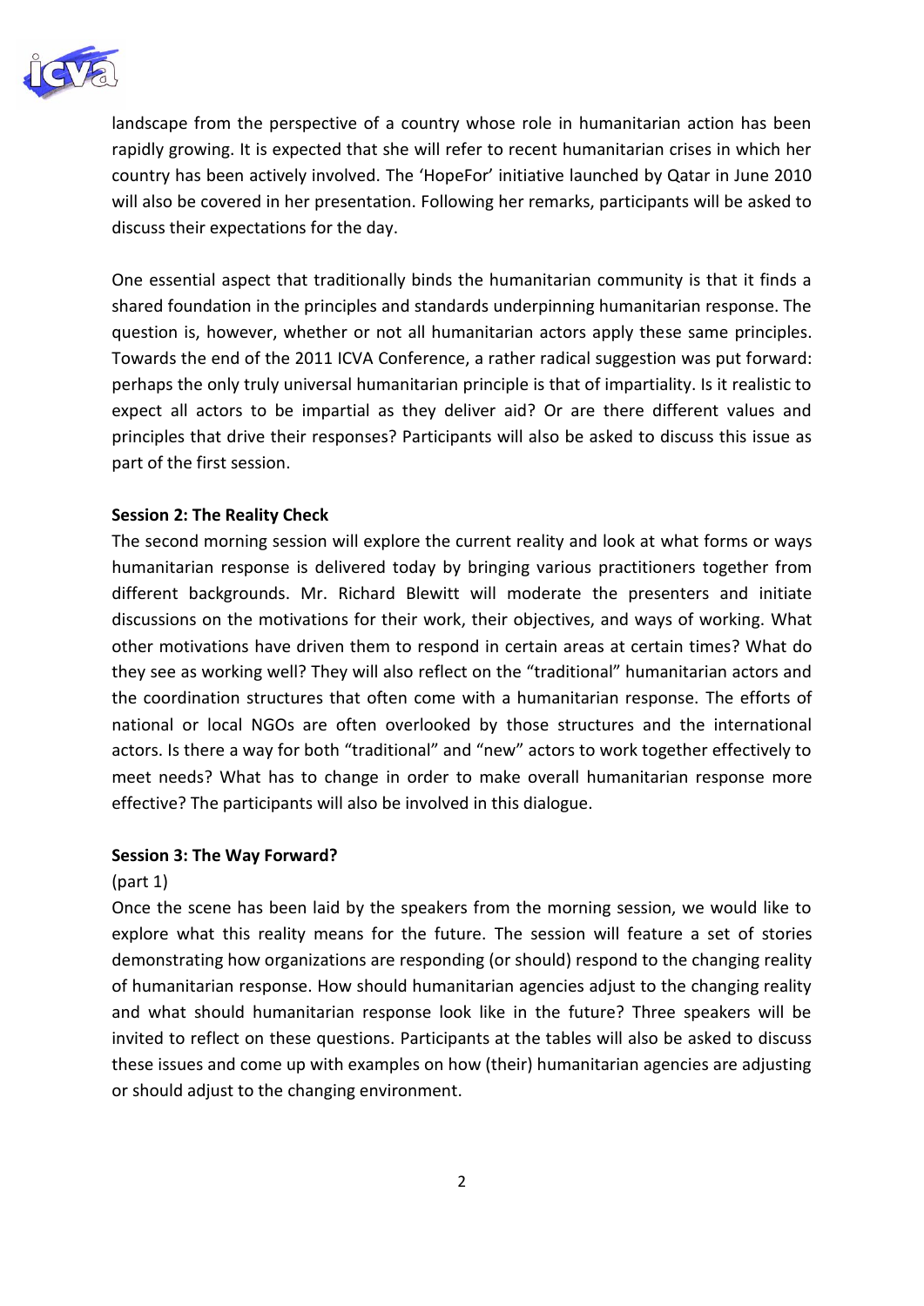landscape from the perspective of a country whose role in humanitarian action has been rapidly growing. It is expected that she will refer to recent humanitarian crises in which her country has been actively involved. The 'HopeFor' initiative launched by Qatar in June 2010 will also be covered in her presentation. Following her remarks, participants will be asked to discuss their expectations for the day.

One essential aspect that traditionally binds the humanitarian community is that it finds a shared foundation in the principles and standards underpinning humanitarian response. The question is, however, whether or not all humanitarian actors apply these same principles. Towards the end of the 2011 ICVA Conference, a rather radical suggestion was put forward: perhaps the only truly universal humanitarian principle is that of impartiality. Is it realistic to expect all actors to be impartial as they deliver aid? Or are there different values and principles that drive their responses? Participants will also be asked to discuss this issue as part of the first session.

**Session 2: The Reality Check**

The second morning session will explore the current reality and look at what forms or ways humanitarian response is delivered today by bringing various practitioners together from different backgrounds. Mr. Richard Blewitt will moderate the presenters and initiate discussions on the motivations for their work, their objectives, and ways of working. What other motivations have driven them to respond in certain areas at certain times? What do they see as working well? They will also reflect on the "traditional" humanitarian actors and the coordination structures that often come with a humanitarian response. The efforts of national or local NGOs are often overlooked by those structures and the international actors. Is there a way for both "traditional" and "new" actors to work together effectively to meet needs? What has to change in order to make overall humanitarian response more effective? The participants will also be involved in this dialogue.

**Session 3: The Way Forward?**

(part 1)

Once the scene has been laid by the speakers from the morning session, we would like to explore what this reality means for the future. The session will feature a set of stories demonstrating how organizations are responding (or should) respond to the changing reality of humanitarian response. How should humanitarian agencies adjust to the changing reality and what should humanitarian response look like in the future? Three speakers will be invited to reflect on these questions. Participants at the tables will also be asked to discuss these issues and come up with examples on how (their) humanitarian agencies are adjusting or should adjust to the changing environment.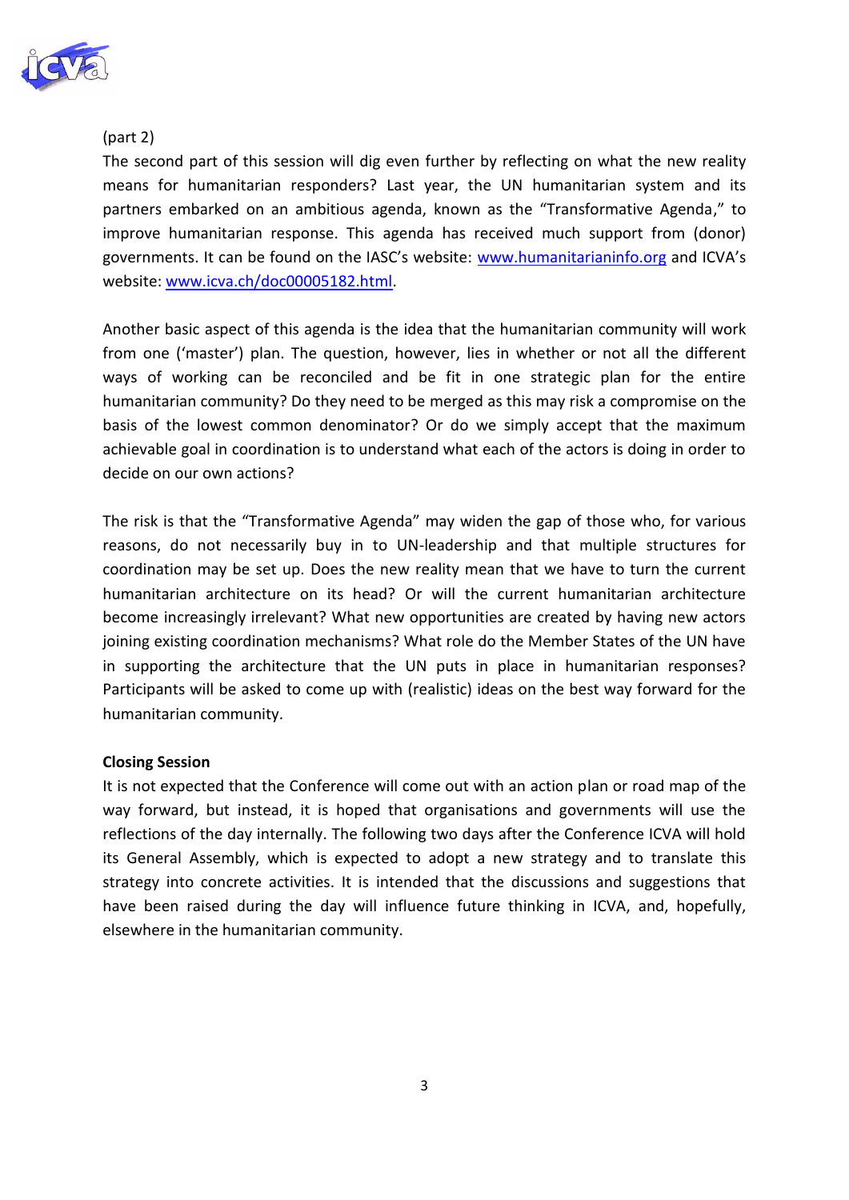(part 2)

The second part of this session will dig even further by reflecting on what the new reality means for humanitarian responders? Last year, the UN humanitarian system and its partners embarked on an ambitious agenda, known as the "Transformative Agenda," to improve humanitarian response. This agenda has received much support from (donor) governments. It can be found on the IASC's website: [www.humanitarianinfo.org](http://www.humanitarianinfo.org) and ICVA's website: [www.icva.ch/doc00005182.html](http://www.icva.ch/doc00005182.html).

Another basic aspect of this agenda is the idea that the humanitarian community will work from one ('master') plan. The question, however, lies in whether or not all the different ways of working can be reconciled and be fit in one strategic plan for the entire humanitarian community? Do they need to be merged as this may risk a compromise on the basis of the lowest common denominator? Or do we simply accept that the maximum achievable goal in coordination is to understand what each of the actors is doing in order to decide on our own actions?

The risk is that the "Transformative Agenda" may widen the gap of those who, for various reasons, do not necessarily buy in to UN-leadership and that multiple structures for coordination may be set up. Does the new reality mean that we have to turn the current humanitarian architecture on its head? Or will the current humanitarian architecture become increasingly irrelevant? What new opportunities are created by having new actors joining existing coordination mechanisms? What role do the Member States of the UN have in supporting the architecture that the UN puts in place in humanitarian responses? Participants will be asked to come up with (realistic) ideas on the best way forward for the humanitarian community.

**Closing Session**

It is not expected that the Conference will come out with an action plan or road map of the way forward, but instead, it is hoped that organisations and governments will use the reflections of the day internally. The following two days after the Conference ICVA will hold its General Assembly, which is expected to adopt a new strategy and to translate this strategy into concrete activities. It is intended that the discussions and suggestions that have been raised during the day will influence future thinking in ICVA, and, hopefully, elsewhere in the humanitarian community.